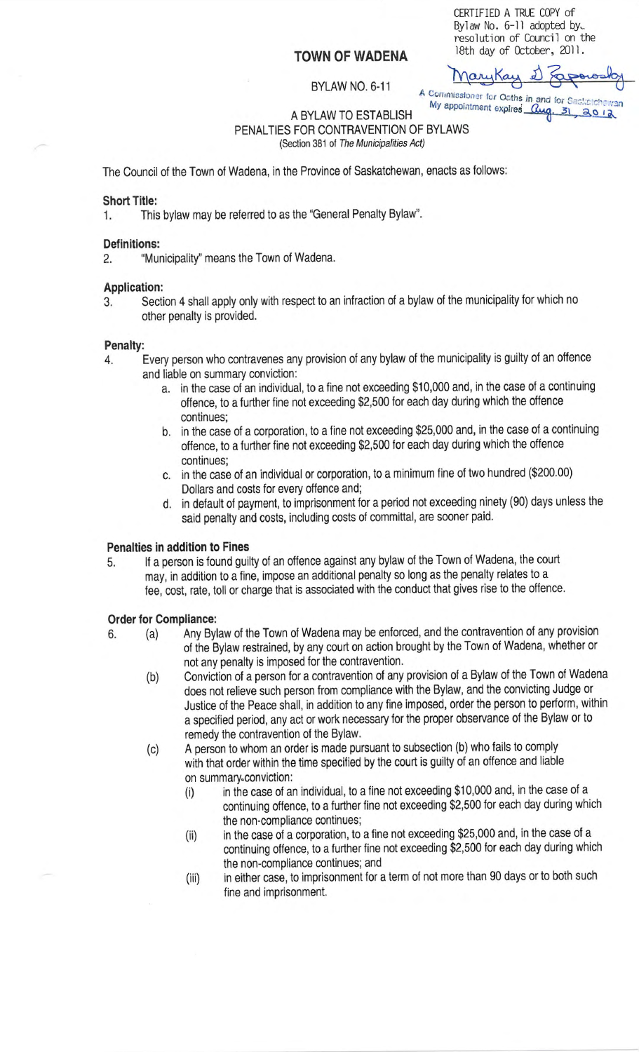CERTIFIED A TRUE COPY of Bylaw No. 6-11 adopted by resolution of Council on the 18th day of October, 2011.

MaryKay D Zaporosky
A Commissioner for Oaths in and for Saskatchewan
My appointment expires Aug. 31, 2012

# TOWN OF WADENA

BYLAW NO. 6-11

A BYLAW TO ESTABLISH
PENALTIES FOR CONTRAVENTION OF BYLAWS
(Section 381 of *The Municipalities Act*)

The Council of the Town of Wadena, in the Province of Saskatchewan, enacts as follows:

**Short Title:**

1. This bylaw may be referred to as the "General Penalty Bylaw".

**Definitions:**

2. "Municipality" means the Town of Wadena.

**Application:**

3. Section 4 shall apply only with respect to an infraction of a bylaw of the municipality for which no other penalty is provided.

**Penalty:**

4. Every person who contravenes any provision of any bylaw of the municipality is guilty of an offence and liable on summary conviction:
   a. in the case of an individual, to a fine not exceeding $10,000 and, in the case of a continuing offence, to a further fine not exceeding $2,500 for each day during which the offence continues;
   b. in the case of a corporation, to a fine not exceeding $25,000 and, in the case of a continuing offence, to a further fine not exceeding $2,500 for each day during which the offence continues;
   c. in the case of an individual or corporation, to a minimum fine of two hundred ($200.00) Dollars and costs for every offence and;
   d. in default of payment, to imprisonment for a period not exceeding ninety (90) days unless the said penalty and costs, including costs of committal, are sooner paid.

**Penalties in addition to Fines**

5. If a person is found guilty of an offence against any bylaw of the Town of Wadena, the court may, in addition to a fine, impose an additional penalty so long as the penalty relates to a fee, cost, rate, toll or charge that is associated with the conduct that gives rise to the offence.

**Order for Compliance:**

6. (a) Any Bylaw of the Town of Wadena may be enforced, and the contravention of any provision of the Bylaw restrained, by any court on action brought by the Town of Wadena, whether or not any penalty is imposed for the contravention.

   (b) Conviction of a person for a contravention of any provision of a Bylaw of the Town of Wadena does not relieve such person from compliance with the Bylaw, and the convicting Judge or Justice of the Peace shall, in addition to any fine imposed, order the person to perform, within a specified period, any act or work necessary for the proper observance of the Bylaw or to remedy the contravention of the Bylaw.

   (c) A person to whom an order is made pursuant to subsection (b) who fails to comply with that order within the time specified by the court is guilty of an offence and liable on summary conviction:
      (i) in the case of an individual, to a fine not exceeding $10,000 and, in the case of a continuing offence, to a further fine not exceeding $2,500 for each day during which the non-compliance continues;
      (ii) in the case of a corporation, to a fine not exceeding $25,000 and, in the case of a continuing offence, to a further fine not exceeding $2,500 for each day during which the non-compliance continues; and
      (iii) in either case, to imprisonment for a term of not more than 90 days or to both such fine and imprisonment.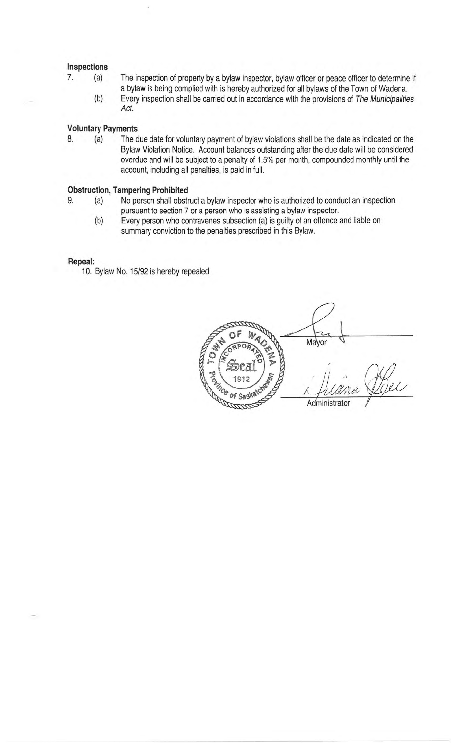**Inspections**

7. (a) The inspection of property by a bylaw inspector, bylaw officer or peace officer to determine if a bylaw is being complied with is hereby authorized for all bylaws of the Town of Wadena.

   (b) Every inspection shall be carried out in accordance with the provisions of *The Municipalities Act.*

**Voluntary Payments**

8. (a) The due date for voluntary payment of bylaw violations shall be the date as indicated on the Bylaw Violation Notice. Account balances outstanding after the due date will be considered overdue and will be subject to a penalty of 1.5% per month, compounded monthly until the account, including all penalties, is paid in full.

**Obstruction, Tampering Prohibited**

9. (a) No person shall obstruct a bylaw inspector who is authorized to conduct an inspection pursuant to section 7 or a person who is assisting a bylaw inspector.

   (b) Every person who contravenes subsection (a) is guilty of an offence and liable on summary conviction to the penalties prescribed in this Bylaw.

**Repeal:**

10. Bylaw No. 15/92 is hereby repealed

Town of Wadena Incorporated Seal 1912 Province of Saskatchewan

Mayor

Administrator